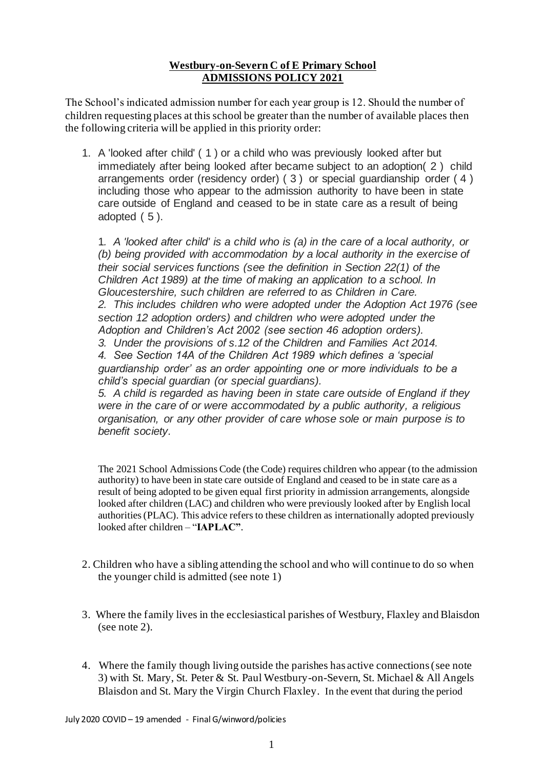**Westbury-on-Severn C of E Primary School**
**ADMISSIONS POLICY 2021**

The School's indicated admission number for each year group is 12. Should the number of children requesting places at this school be greater than the number of available places then the following criteria will be applied in this priority order:

1. A 'looked after child' ( 1 ) or a child who was previously looked after but immediately after being looked after became subject to an adoption( 2 ) child arrangements order (residency order) ( 3 ) or special guardianship order ( 4 ) including those who appear to the admission authority to have been in state care outside of England and ceased to be in state care as a result of being adopted ( 5 ).

   1. *A 'looked after child' is a child who is (a) in the care of a local authority, or (b) being provided with accommodation by a local authority in the exercise of their social services functions (see the definition in Section 22(1) of the Children Act 1989) at the time of making an application to a school. In Gloucestershire, such children are referred to as Children in Care.*
   2. *This includes children who were adopted under the Adoption Act 1976 (see section 12 adoption orders) and children who were adopted under the Adoption and Children's Act 2002 (see section 46 adoption orders).*
   3. *Under the provisions of s.12 of the Children and Families Act 2014.*
   4. *See Section 14A of the Children Act 1989 which defines a 'special guardianship order' as an order appointing one or more individuals to be a child's special guardian (or special guardians).*
   5. *A child is regarded as having been in state care outside of England if they were in the care of or were accommodated by a public authority, a religious organisation, or any other provider of care whose sole or main purpose is to benefit society.*

   The 2021 School Admissions Code (the Code) requires children who appear (to the admission authority) to have been in state care outside of England and ceased to be in state care as a result of being adopted to be given equal first priority in admission arrangements, alongside looked after children (LAC) and children who were previously looked after by English local authorities (PLAC). This advice refers to these children as internationally adopted previously looked after children – "**IAPLAC**".

2. Children who have a sibling attending the school and who will continue to do so when the younger child is admitted (see note 1)

3. Where the family lives in the ecclesiastical parishes of Westbury, Flaxley and Blaisdon (see note 2).

4. Where the family though living outside the parishes has active connections (see note 3) with St. Mary, St. Peter & St. Paul Westbury-on-Severn, St. Michael & All Angels Blaisdon and St. Mary the Virgin Church Flaxley. In the event that during the period

July 2020 COVID – 19 amended - Final G/winword/policies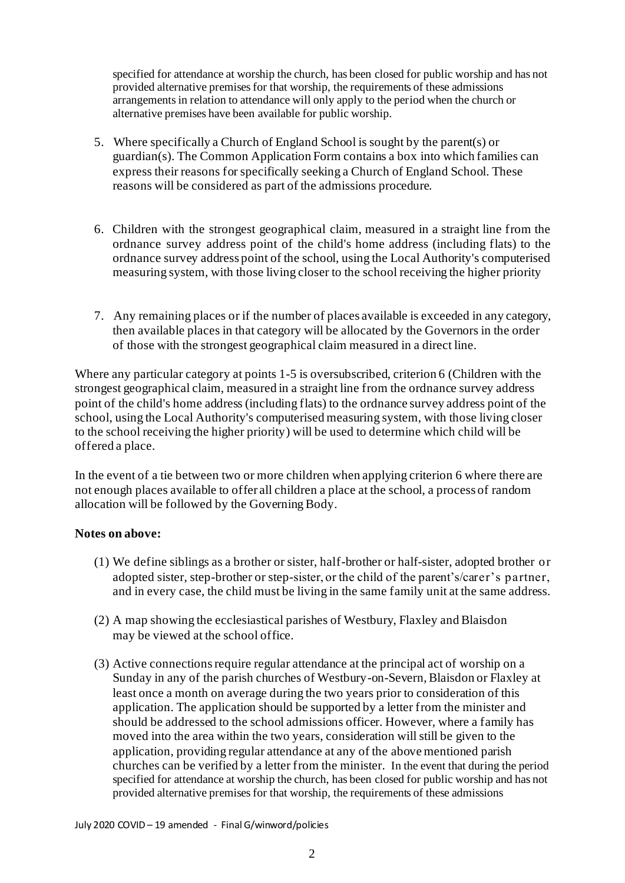specified for attendance at worship the church, has been closed for public worship and has not provided alternative premises for that worship, the requirements of these admissions arrangements in relation to attendance will only apply to the period when the church or alternative premises have been available for public worship.

5. Where specifically a Church of England School is sought by the parent(s) or guardian(s). The Common Application Form contains a box into which families can express their reasons for specifically seeking a Church of England School. These reasons will be considered as part of the admissions procedure.

6. Children with the strongest geographical claim, measured in a straight line from the ordnance survey address point of the child's home address (including flats) to the ordnance survey address point of the school, using the Local Authority's computerised measuring system, with those living closer to the school receiving the higher priority

7. Any remaining places or if the number of places available is exceeded in any category, then available places in that category will be allocated by the Governors in the order of those with the strongest geographical claim measured in a direct line.

Where any particular category at points 1-5 is oversubscribed, criterion 6 (Children with the strongest geographical claim, measured in a straight line from the ordnance survey address point of the child's home address (including flats) to the ordnance survey address point of the school, using the Local Authority's computerised measuring system, with those living closer to the school receiving the higher priority) will be used to determine which child will be offered a place.

In the event of a tie between two or more children when applying criterion 6 where there are not enough places available to offer all children a place at the school, a process of random allocation will be followed by the Governing Body.

**Notes on above:**

(1) We define siblings as a brother or sister, half-brother or half-sister, adopted brother or adopted sister, step-brother or step-sister, or the child of the parent's/carer's partner, and in every case, the child must be living in the same family unit at the same address.

(2) A map showing the ecclesiastical parishes of Westbury, Flaxley and Blaisdon may be viewed at the school office.

(3) Active connections require regular attendance at the principal act of worship on a Sunday in any of the parish churches of Westbury-on-Severn, Blaisdon or Flaxley at least once a month on average during the two years prior to consideration of this application. The application should be supported by a letter from the minister and should be addressed to the school admissions officer. However, where a family has moved into the area within the two years, consideration will still be given to the application, providing regular attendance at any of the above mentioned parish churches can be verified by a letter from the minister. In the event that during the period specified for attendance at worship the church, has been closed for public worship and has not provided alternative premises for that worship, the requirements of these admissions

July 2020 COVID – 19 amended - Final G/winword/policies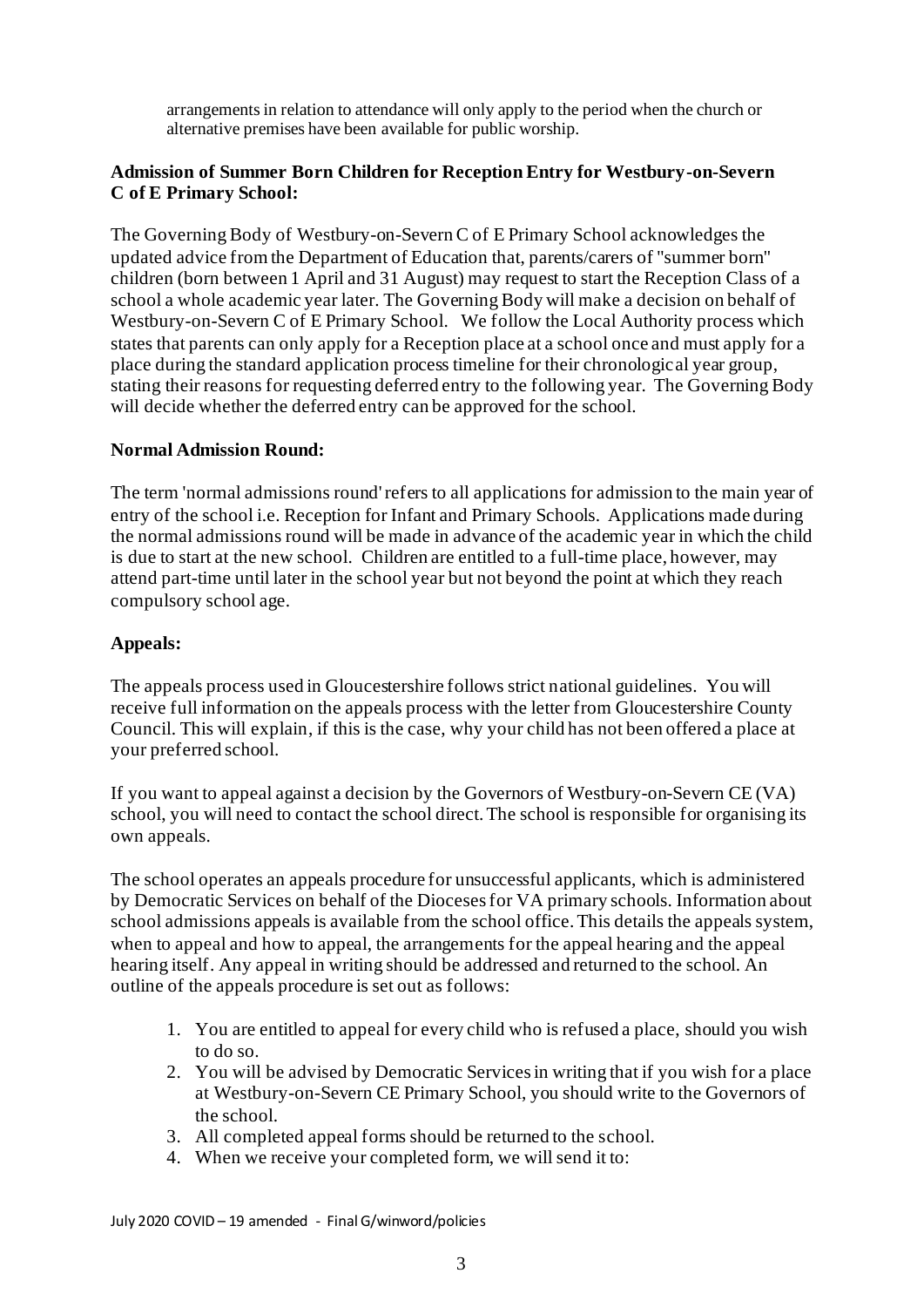arrangements in relation to attendance will only apply to the period when the church or alternative premises have been available for public worship.

**Admission of Summer Born Children for Reception Entry for Westbury-on-Severn C of E Primary School:**

The Governing Body of Westbury-on-Severn C of E Primary School acknowledges the updated advice from the Department of Education that, parents/carers of "summer born" children (born between 1 April and 31 August) may request to start the Reception Class of a school a whole academic year later. The Governing Body will make a decision on behalf of Westbury-on-Severn C of E Primary School. We follow the Local Authority process which states that parents can only apply for a Reception place at a school once and must apply for a place during the standard application process timeline for their chronological year group, stating their reasons for requesting deferred entry to the following year. The Governing Body will decide whether the deferred entry can be approved for the school.

**Normal Admission Round:**

The term 'normal admissions round' refers to all applications for admission to the main year of entry of the school i.e. Reception for Infant and Primary Schools. Applications made during the normal admissions round will be made in advance of the academic year in which the child is due to start at the new school. Children are entitled to a full-time place, however, may attend part-time until later in the school year but not beyond the point at which they reach compulsory school age.

**Appeals:**

The appeals process used in Gloucestershire follows strict national guidelines. You will receive full information on the appeals process with the letter from Gloucestershire County Council. This will explain, if this is the case, why your child has not been offered a place at your preferred school.

If you want to appeal against a decision by the Governors of Westbury-on-Severn CE (VA) school, you will need to contact the school direct. The school is responsible for organising its own appeals.

The school operates an appeals procedure for unsuccessful applicants, which is administered by Democratic Services on behalf of the Dioceses for VA primary schools. Information about school admissions appeals is available from the school office. This details the appeals system, when to appeal and how to appeal, the arrangements for the appeal hearing and the appeal hearing itself. Any appeal in writing should be addressed and returned to the school. An outline of the appeals procedure is set out as follows:

1. You are entitled to appeal for every child who is refused a place, should you wish to do so.
2. You will be advised by Democratic Services in writing that if you wish for a place at Westbury-on-Severn CE Primary School, you should write to the Governors of the school.
3. All completed appeal forms should be returned to the school.
4. When we receive your completed form, we will send it to:

July 2020 COVID – 19 amended - Final G/winword/policies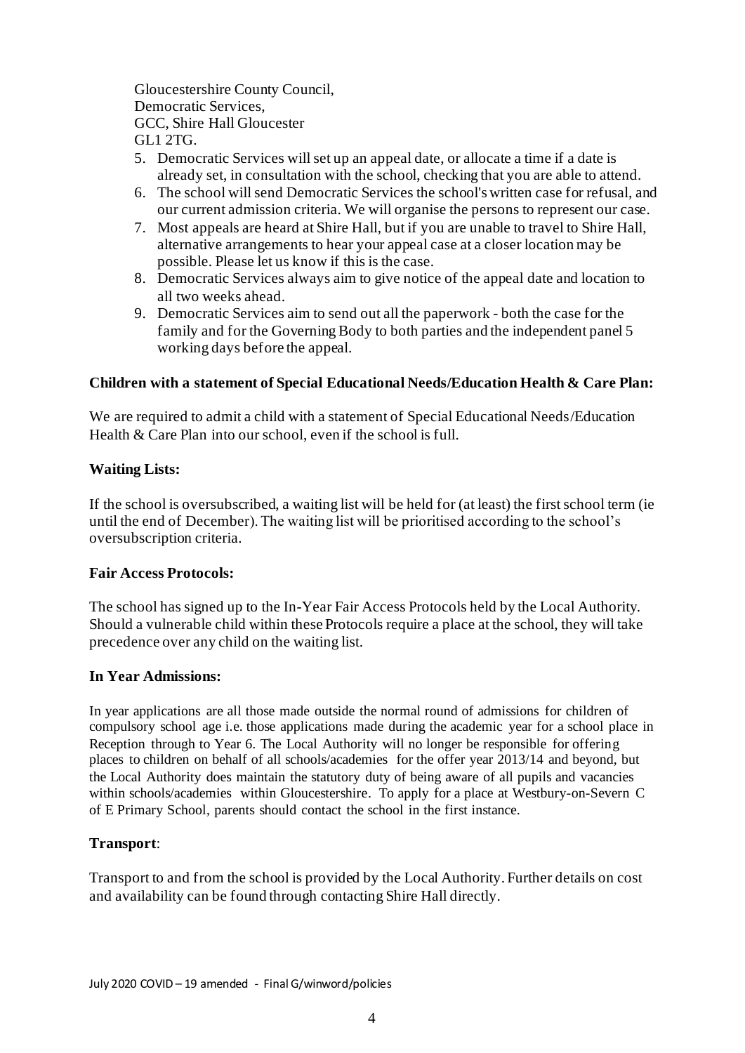Gloucestershire County Council,
Democratic Services,
GCC, Shire Hall Gloucester
GL1 2TG.

5. Democratic Services will set up an appeal date, or allocate a time if a date is already set, in consultation with the school, checking that you are able to attend.
6. The school will send Democratic Services the school's written case for refusal, and our current admission criteria. We will organise the persons to represent our case.
7. Most appeals are heard at Shire Hall, but if you are unable to travel to Shire Hall, alternative arrangements to hear your appeal case at a closer location may be possible. Please let us know if this is the case.
8. Democratic Services always aim to give notice of the appeal date and location to all two weeks ahead.
9. Democratic Services aim to send out all the paperwork - both the case for the family and for the Governing Body to both parties and the independent panel 5 working days before the appeal.

**Children with a statement of Special Educational Needs/Education Health & Care Plan:**

We are required to admit a child with a statement of Special Educational Needs/Education Health & Care Plan into our school, even if the school is full.

**Waiting Lists:**

If the school is oversubscribed, a waiting list will be held for (at least) the first school term (ie until the end of December). The waiting list will be prioritised according to the school's oversubscription criteria.

**Fair Access Protocols:**

The school has signed up to the In-Year Fair Access Protocols held by the Local Authority. Should a vulnerable child within these Protocols require a place at the school, they will take precedence over any child on the waiting list.

**In Year Admissions:**

In year applications are all those made outside the normal round of admissions for children of compulsory school age i.e. those applications made during the academic year for a school place in Reception through to Year 6. The Local Authority will no longer be responsible for offering places to children on behalf of all schools/academies for the offer year 2013/14 and beyond, but the Local Authority does maintain the statutory duty of being aware of all pupils and vacancies within schools/academies within Gloucestershire. To apply for a place at Westbury-on-Severn C of E Primary School, parents should contact the school in the first instance.

**Transport**:

Transport to and from the school is provided by the Local Authority. Further details on cost and availability can be found through contacting Shire Hall directly.

July 2020 COVID – 19 amended - Final G/winword/policies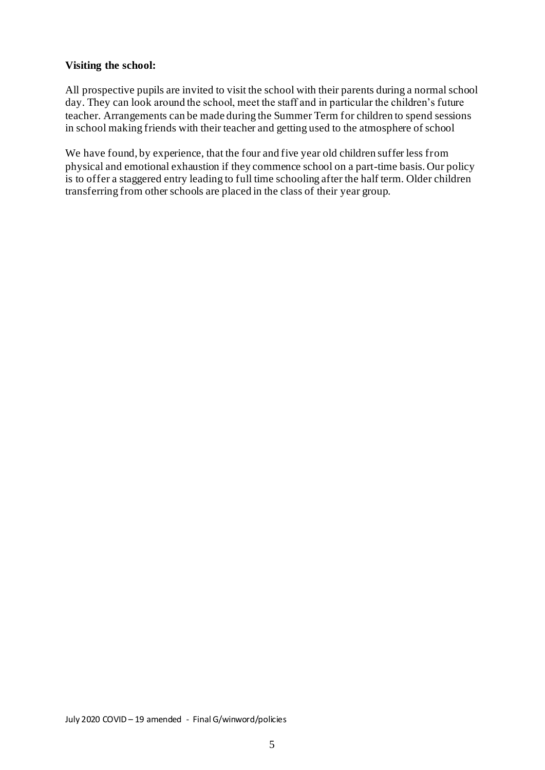**Visiting the school:**

All prospective pupils are invited to visit the school with their parents during a normal school day. They can look around the school, meet the staff and in particular the children's future teacher. Arrangements can be made during the Summer Term for children to spend sessions in school making friends with their teacher and getting used to the atmosphere of school

We have found, by experience, that the four and five year old children suffer less from physical and emotional exhaustion if they commence school on a part-time basis. Our policy is to offer a staggered entry leading to full time schooling after the half term. Older children transferring from other schools are placed in the class of their year group.